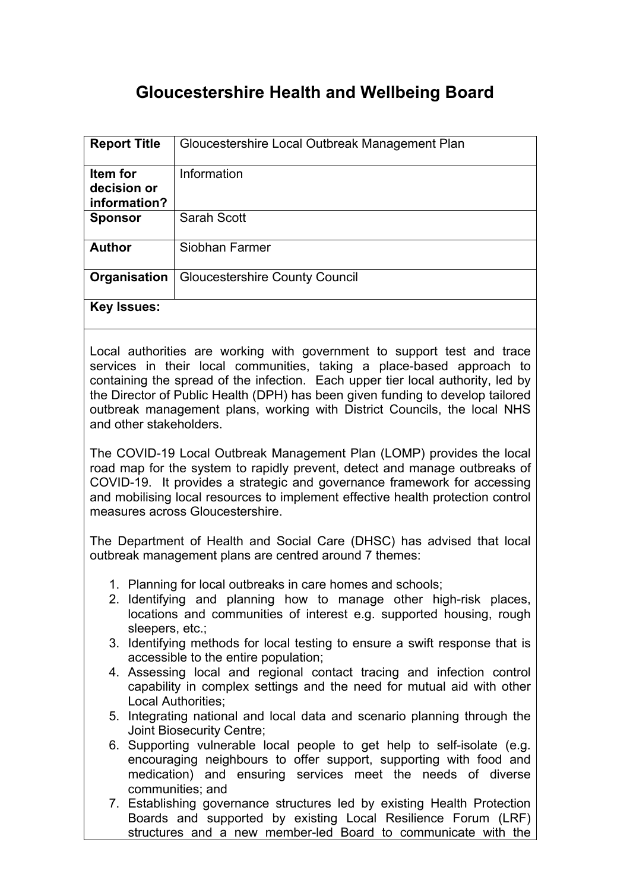# Gloucestershire Health and Wellbeing Board

| **Report Title** | Gloucestershire Local Outbreak Management Plan |
| --- | --- |
| **Item for decision or information?** | Information |
| **Sponsor** | Sarah Scott |
| **Author** | Siobhan Farmer |
| **Organisation** | Gloucestershire County Council |

**Key Issues:**

Local authorities are working with government to support test and trace services in their local communities, taking a place-based approach to containing the spread of the infection. Each upper tier local authority, led by the Director of Public Health (DPH) has been given funding to develop tailored outbreak management plans, working with District Councils, the local NHS and other stakeholders.

The COVID-19 Local Outbreak Management Plan (LOMP) provides the local road map for the system to rapidly prevent, detect and manage outbreaks of COVID-19. It provides a strategic and governance framework for accessing and mobilising local resources to implement effective health protection control measures across Gloucestershire.

The Department of Health and Social Care (DHSC) has advised that local outbreak management plans are centred around 7 themes:

1. Planning for local outbreaks in care homes and schools;
2. Identifying and planning how to manage other high-risk places, locations and communities of interest e.g. supported housing, rough sleepers, etc.;
3. Identifying methods for local testing to ensure a swift response that is accessible to the entire population;
4. Assessing local and regional contact tracing and infection control capability in complex settings and the need for mutual aid with other Local Authorities;
5. Integrating national and local data and scenario planning through the Joint Biosecurity Centre;
6. Supporting vulnerable local people to get help to self-isolate (e.g. encouraging neighbours to offer support, supporting with food and medication) and ensuring services meet the needs of diverse communities; and
7. Establishing governance structures led by existing Health Protection Boards and supported by existing Local Resilience Forum (LRF) structures and a new member-led Board to communicate with the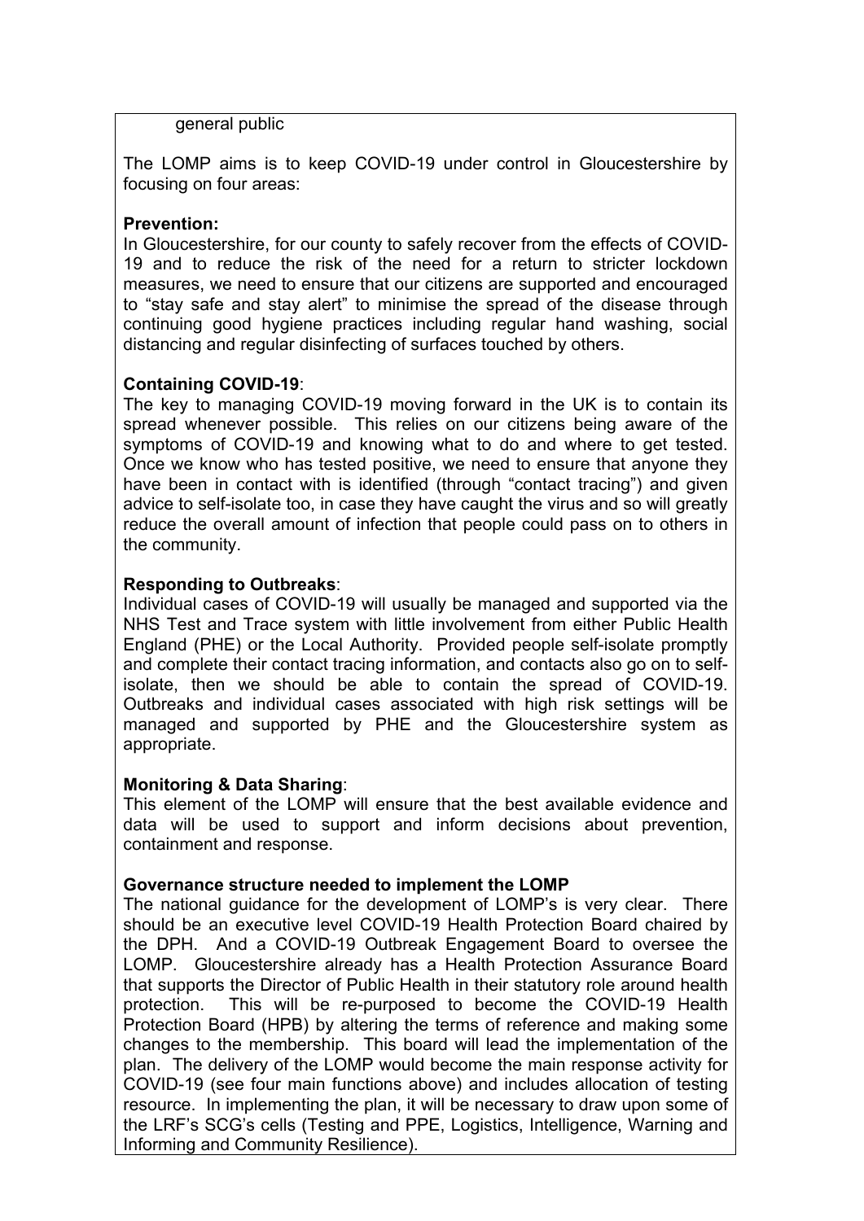general public

The LOMP aims is to keep COVID-19 under control in Gloucestershire by focusing on four areas:

**Prevention:**
In Gloucestershire, for our county to safely recover from the effects of COVID-19 and to reduce the risk of the need for a return to stricter lockdown measures, we need to ensure that our citizens are supported and encouraged to "stay safe and stay alert" to minimise the spread of the disease through continuing good hygiene practices including regular hand washing, social distancing and regular disinfecting of surfaces touched by others.

**Containing COVID-19**:
The key to managing COVID-19 moving forward in the UK is to contain its spread whenever possible. This relies on our citizens being aware of the symptoms of COVID-19 and knowing what to do and where to get tested. Once we know who has tested positive, we need to ensure that anyone they have been in contact with is identified (through "contact tracing") and given advice to self-isolate too, in case they have caught the virus and so will greatly reduce the overall amount of infection that people could pass on to others in the community.

**Responding to Outbreaks**:
Individual cases of COVID-19 will usually be managed and supported via the NHS Test and Trace system with little involvement from either Public Health England (PHE) or the Local Authority. Provided people self-isolate promptly and complete their contact tracing information, and contacts also go on to self-isolate, then we should be able to contain the spread of COVID-19. Outbreaks and individual cases associated with high risk settings will be managed and supported by PHE and the Gloucestershire system as appropriate.

**Monitoring & Data Sharing**:
This element of the LOMP will ensure that the best available evidence and data will be used to support and inform decisions about prevention, containment and response.

**Governance structure needed to implement the LOMP**
The national guidance for the development of LOMP's is very clear. There should be an executive level COVID-19 Health Protection Board chaired by the DPH. And a COVID-19 Outbreak Engagement Board to oversee the LOMP. Gloucestershire already has a Health Protection Assurance Board that supports the Director of Public Health in their statutory role around health protection. This will be re-purposed to become the COVID-19 Health Protection Board (HPB) by altering the terms of reference and making some changes to the membership. This board will lead the implementation of the plan. The delivery of the LOMP would become the main response activity for COVID-19 (see four main functions above) and includes allocation of testing resource. In implementing the plan, it will be necessary to draw upon some of the LRF's SCG's cells (Testing and PPE, Logistics, Intelligence, Warning and Informing and Community Resilience).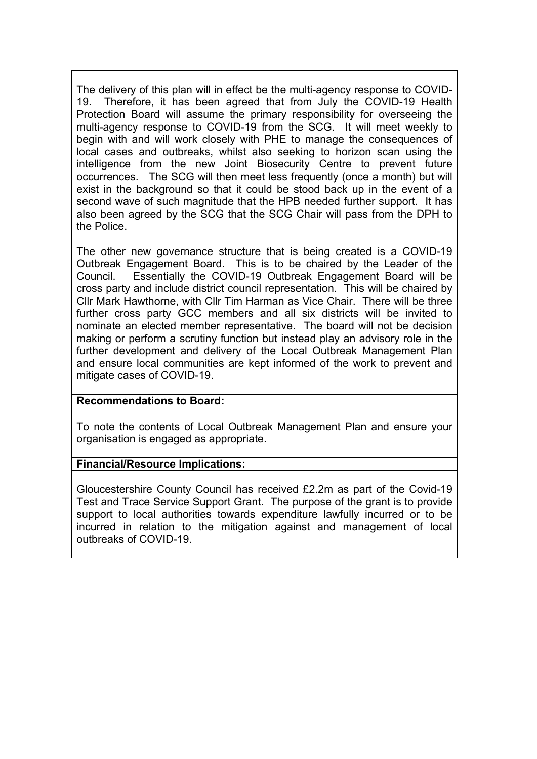The delivery of this plan will in effect be the multi-agency response to COVID-19. Therefore, it has been agreed that from July the COVID-19 Health Protection Board will assume the primary responsibility for overseeing the multi-agency response to COVID-19 from the SCG. It will meet weekly to begin with and will work closely with PHE to manage the consequences of local cases and outbreaks, whilst also seeking to horizon scan using the intelligence from the new Joint Biosecurity Centre to prevent future occurrences. The SCG will then meet less frequently (once a month) but will exist in the background so that it could be stood back up in the event of a second wave of such magnitude that the HPB needed further support. It has also been agreed by the SCG that the SCG Chair will pass from the DPH to the Police.

The other new governance structure that is being created is a COVID-19 Outbreak Engagement Board. This is to be chaired by the Leader of the Council. Essentially the COVID-19 Outbreak Engagement Board will be cross party and include district council representation. This will be chaired by Cllr Mark Hawthorne, with Cllr Tim Harman as Vice Chair. There will be three further cross party GCC members and all six districts will be invited to nominate an elected member representative. The board will not be decision making or perform a scrutiny function but instead play an advisory role in the further development and delivery of the Local Outbreak Management Plan and ensure local communities are kept informed of the work to prevent and mitigate cases of COVID-19.

**Recommendations to Board:**

To note the contents of Local Outbreak Management Plan and ensure your organisation is engaged as appropriate.

**Financial/Resource Implications:**

Gloucestershire County Council has received £2.2m as part of the Covid-19 Test and Trace Service Support Grant. The purpose of the grant is to provide support to local authorities towards expenditure lawfully incurred or to be incurred in relation to the mitigation against and management of local outbreaks of COVID-19.